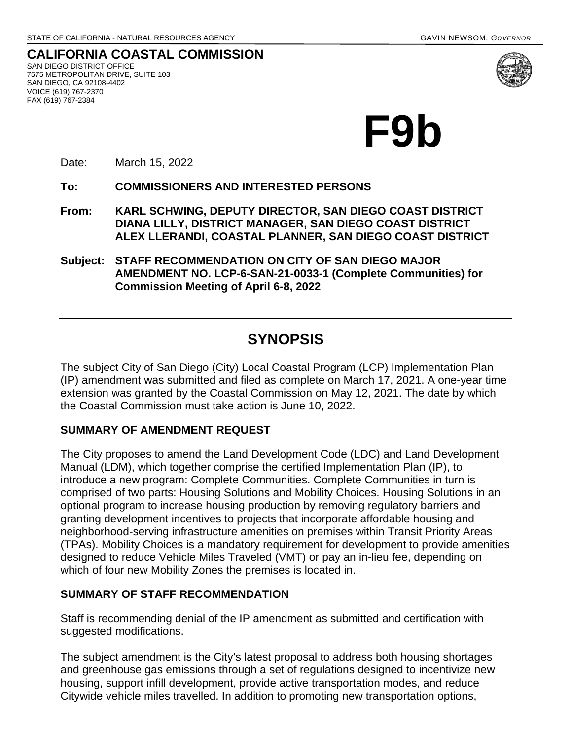STATE OF CALIFORNIA - NATURAL RESOURCES AGENCY GAVIN NEWSOM, *GOVERNOR*

**CALIFORNIA COASTAL COMMISSION**
SAN DIEGO DISTRICT OFFICE
7575 METROPOLITAN DRIVE, SUITE 103
SAN DIEGO, CA 92108-4402
VOICE (619) 767-2370
FAX (619) 767-2384

# F9b

Date: March 15, 2022

**To: COMMISSIONERS AND INTERESTED PERSONS**

**From: KARL SCHWING, DEPUTY DIRECTOR, SAN DIEGO COAST DISTRICT**
**DIANA LILLY, DISTRICT MANAGER, SAN DIEGO COAST DISTRICT**
**ALEX LLERANDI, COASTAL PLANNER, SAN DIEGO COAST DISTRICT**

**Subject: STAFF RECOMMENDATION ON CITY OF SAN DIEGO MAJOR AMENDMENT NO. LCP-6-SAN-21-0033-1 (Complete Communities) for Commission Meeting of April 6-8, 2022**

---

## SYNOPSIS

The subject City of San Diego (City) Local Coastal Program (LCP) Implementation Plan (IP) amendment was submitted and filed as complete on March 17, 2021. A one-year time extension was granted by the Coastal Commission on May 12, 2021. The date by which the Coastal Commission must take action is June 10, 2022.

### SUMMARY OF AMENDMENT REQUEST

The City proposes to amend the Land Development Code (LDC) and Land Development Manual (LDM), which together comprise the certified Implementation Plan (IP), to introduce a new program: Complete Communities. Complete Communities in turn is comprised of two parts: Housing Solutions and Mobility Choices. Housing Solutions in an optional program to increase housing production by removing regulatory barriers and granting development incentives to projects that incorporate affordable housing and neighborhood-serving infrastructure amenities on premises within Transit Priority Areas (TPAs). Mobility Choices is a mandatory requirement for development to provide amenities designed to reduce Vehicle Miles Traveled (VMT) or pay an in-lieu fee, depending on which of four new Mobility Zones the premises is located in.

### SUMMARY OF STAFF RECOMMENDATION

Staff is recommending denial of the IP amendment as submitted and certification with suggested modifications.

The subject amendment is the City's latest proposal to address both housing shortages and greenhouse gas emissions through a set of regulations designed to incentivize new housing, support infill development, provide active transportation modes, and reduce Citywide vehicle miles travelled. In addition to promoting new transportation options,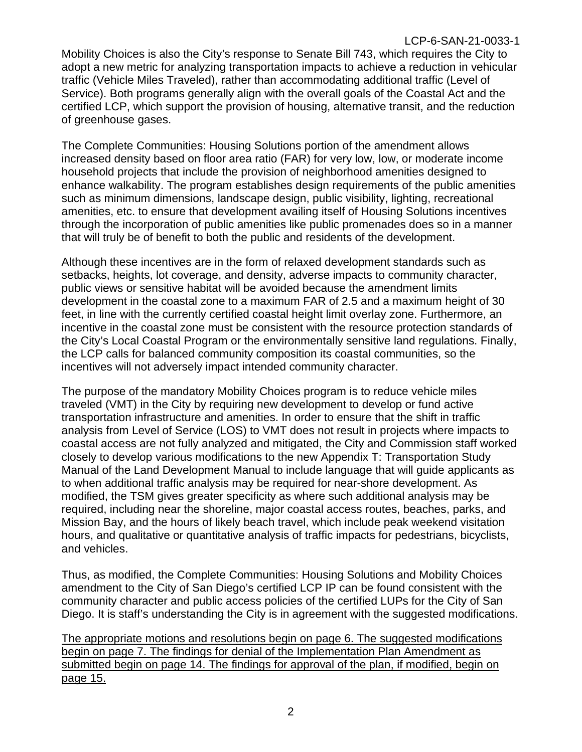Mobility Choices is also the City's response to Senate Bill 743, which requires the City to adopt a new metric for analyzing transportation impacts to achieve a reduction in vehicular traffic (Vehicle Miles Traveled), rather than accommodating additional traffic (Level of Service). Both programs generally align with the overall goals of the Coastal Act and the certified LCP, which support the provision of housing, alternative transit, and the reduction of greenhouse gases.

The Complete Communities: Housing Solutions portion of the amendment allows increased density based on floor area ratio (FAR) for very low, low, or moderate income household projects that include the provision of neighborhood amenities designed to enhance walkability. The program establishes design requirements of the public amenities such as minimum dimensions, landscape design, public visibility, lighting, recreational amenities, etc. to ensure that development availing itself of Housing Solutions incentives through the incorporation of public amenities like public promenades does so in a manner that will truly be of benefit to both the public and residents of the development.

Although these incentives are in the form of relaxed development standards such as setbacks, heights, lot coverage, and density, adverse impacts to community character, public views or sensitive habitat will be avoided because the amendment limits development in the coastal zone to a maximum FAR of 2.5 and a maximum height of 30 feet, in line with the currently certified coastal height limit overlay zone. Furthermore, an incentive in the coastal zone must be consistent with the resource protection standards of the City's Local Coastal Program or the environmentally sensitive land regulations. Finally, the LCP calls for balanced community composition its coastal communities, so the incentives will not adversely impact intended community character.

The purpose of the mandatory Mobility Choices program is to reduce vehicle miles traveled (VMT) in the City by requiring new development to develop or fund active transportation infrastructure and amenities. In order to ensure that the shift in traffic analysis from Level of Service (LOS) to VMT does not result in projects where impacts to coastal access are not fully analyzed and mitigated, the City and Commission staff worked closely to develop various modifications to the new Appendix T: Transportation Study Manual of the Land Development Manual to include language that will guide applicants as to when additional traffic analysis may be required for near-shore development. As modified, the TSM gives greater specificity as where such additional analysis may be required, including near the shoreline, major coastal access routes, beaches, parks, and Mission Bay, and the hours of likely beach travel, which include peak weekend visitation hours, and qualitative or quantitative analysis of traffic impacts for pedestrians, bicyclists, and vehicles.

Thus, as modified, the Complete Communities: Housing Solutions and Mobility Choices amendment to the City of San Diego's certified LCP IP can be found consistent with the community character and public access policies of the certified LUPs for the City of San Diego. It is staff's understanding the City is in agreement with the suggested modifications.

<u>The appropriate motions and resolutions begin on page 6. The suggested modifications begin on page 7. The findings for denial of the Implementation Plan Amendment as submitted begin on page 14. The findings for approval of the plan, if modified, begin on page 15.</u>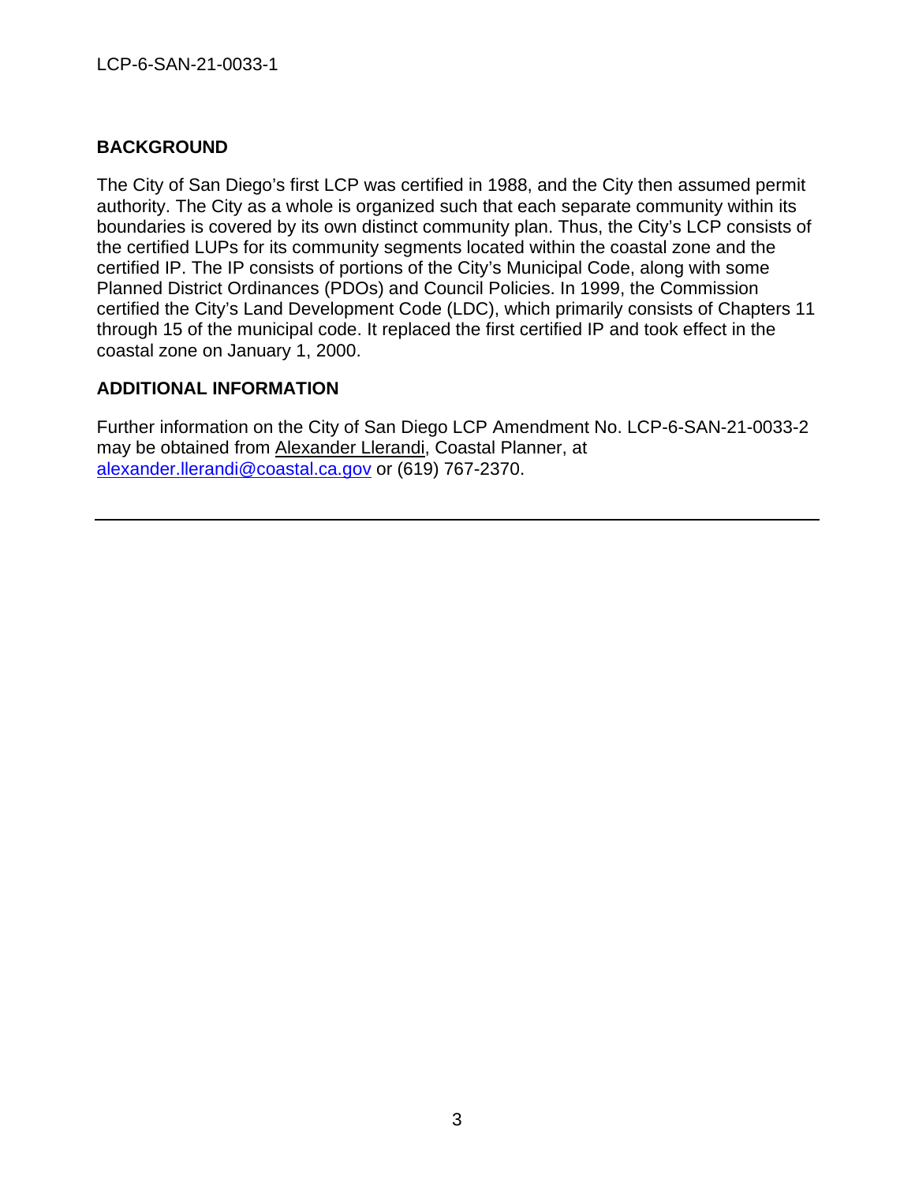## BACKGROUND

The City of San Diego's first LCP was certified in 1988, and the City then assumed permit authority. The City as a whole is organized such that each separate community within its boundaries is covered by its own distinct community plan. Thus, the City's LCP consists of the certified LUPs for its community segments located within the coastal zone and the certified IP. The IP consists of portions of the City's Municipal Code, along with some Planned District Ordinances (PDOs) and Council Policies. In 1999, the Commission certified the City's Land Development Code (LDC), which primarily consists of Chapters 11 through 15 of the municipal code. It replaced the first certified IP and took effect in the coastal zone on January 1, 2000.

## ADDITIONAL INFORMATION

Further information on the City of San Diego LCP Amendment No. LCP-6-SAN-21-0033-2 may be obtained from Alexander Llerandi, Coastal Planner, at alexander.llerandi@coastal.ca.gov or (619) 767-2370.

---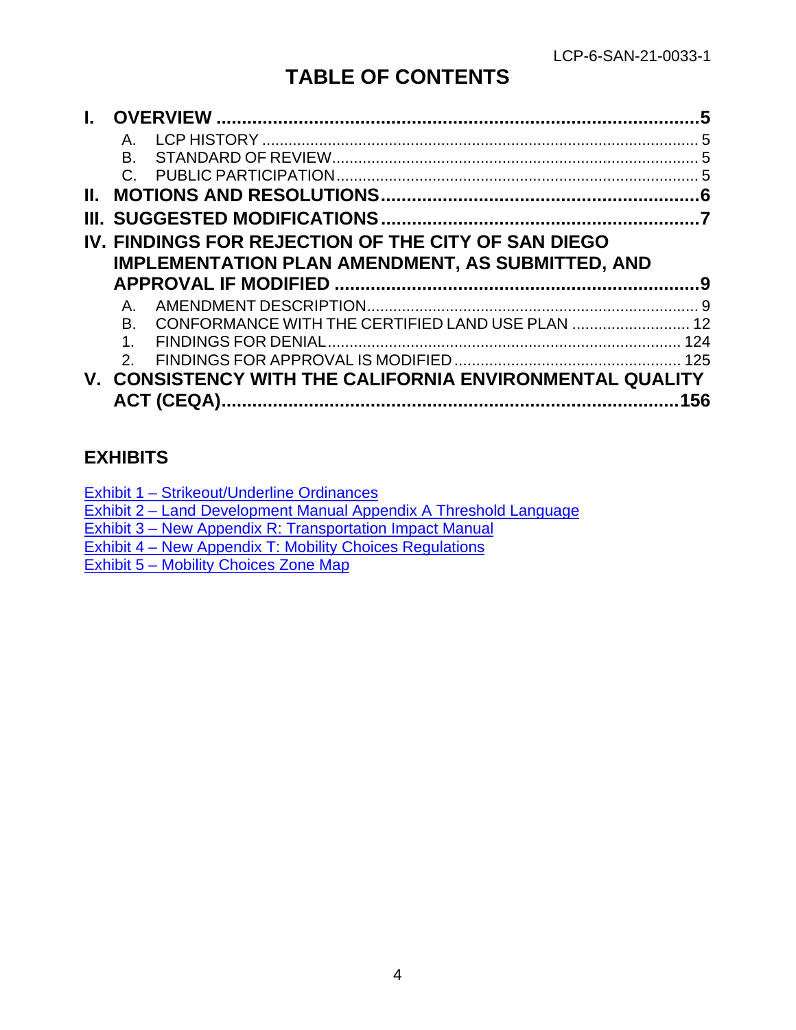LCP-6-SAN-21-0033-1

# TABLE OF CONTENTS

**I. OVERVIEW ..................................................................................5**

- A. LCP HISTORY ..................................................................................5
- B. STANDARD OF REVIEW..................................................................................5
- C. PUBLIC PARTICIPATION..................................................................................5

**II. MOTIONS AND RESOLUTIONS..................................................................................6**

**III. SUGGESTED MODIFICATIONS..................................................................................7**

**IV. FINDINGS FOR REJECTION OF THE CITY OF SAN DIEGO IMPLEMENTATION PLAN AMENDMENT, AS SUBMITTED, AND APPROVAL IF MODIFIED ..................................................................................9**

- A. AMENDMENT DESCRIPTION..................................................................................9
- B. CONFORMANCE WITH THE CERTIFIED LAND USE PLAN ..........................12
- 1. FINDINGS FOR DENIAL..................................................................................124
- 2. FINDINGS FOR APPROVAL IS MODIFIED..................................................................................125

**V. CONSISTENCY WITH THE CALIFORNIA ENVIRONMENTAL QUALITY ACT (CEQA)..................................................................................156**

## EXHIBITS

Exhibit 1 – Strikeout/Underline Ordinances
Exhibit 2 – Land Development Manual Appendix A Threshold Language
Exhibit 3 – New Appendix R: Transportation Impact Manual
Exhibit 4 – New Appendix T: Mobility Choices Regulations
Exhibit 5 – Mobility Choices Zone Map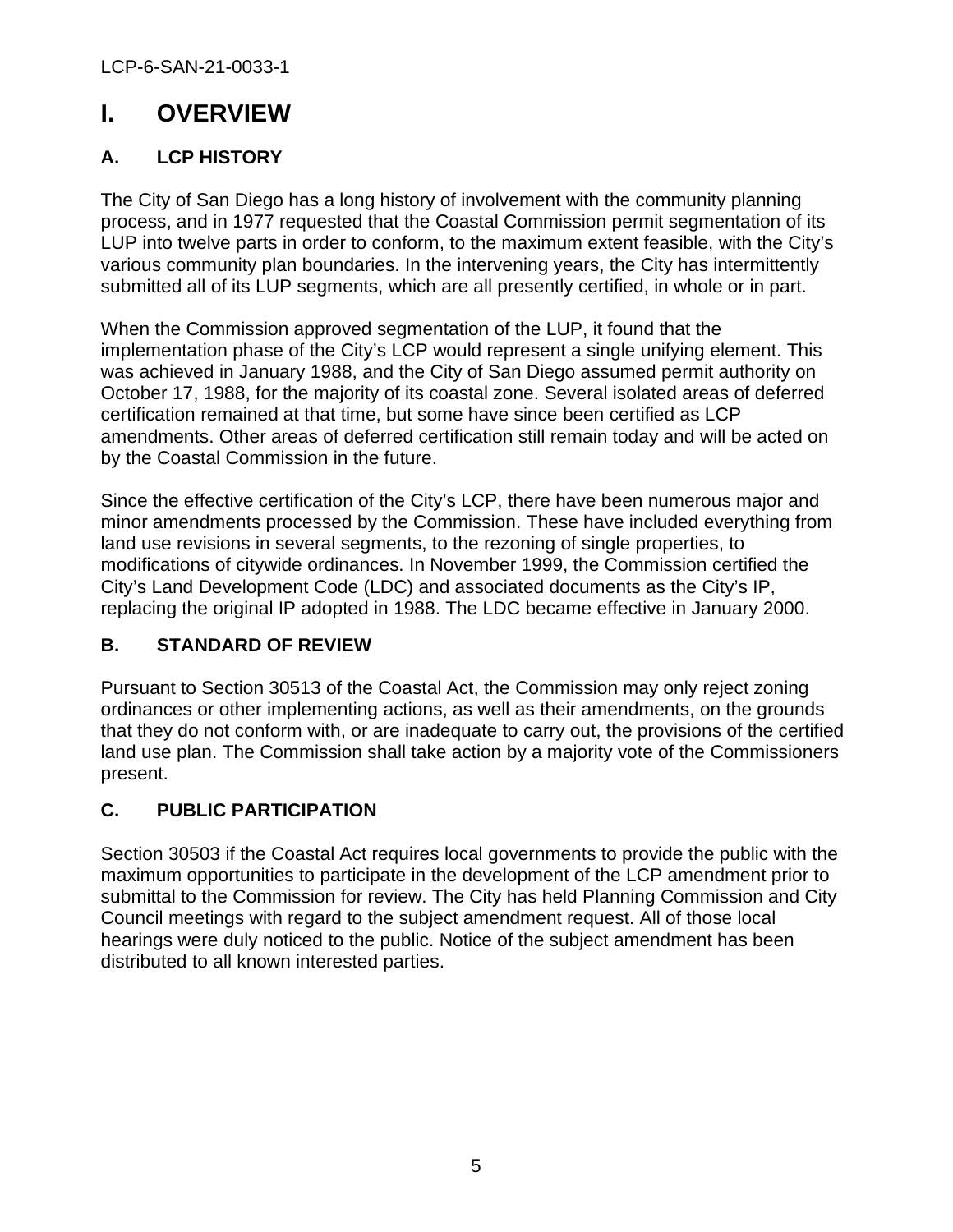# I. OVERVIEW

## A. LCP HISTORY

The City of San Diego has a long history of involvement with the community planning process, and in 1977 requested that the Coastal Commission permit segmentation of its LUP into twelve parts in order to conform, to the maximum extent feasible, with the City's various community plan boundaries. In the intervening years, the City has intermittently submitted all of its LUP segments, which are all presently certified, in whole or in part.

When the Commission approved segmentation of the LUP, it found that the implementation phase of the City's LCP would represent a single unifying element. This was achieved in January 1988, and the City of San Diego assumed permit authority on October 17, 1988, for the majority of its coastal zone. Several isolated areas of deferred certification remained at that time, but some have since been certified as LCP amendments. Other areas of deferred certification still remain today and will be acted on by the Coastal Commission in the future.

Since the effective certification of the City's LCP, there have been numerous major and minor amendments processed by the Commission. These have included everything from land use revisions in several segments, to the rezoning of single properties, to modifications of citywide ordinances. In November 1999, the Commission certified the City's Land Development Code (LDC) and associated documents as the City's IP, replacing the original IP adopted in 1988. The LDC became effective in January 2000.

## B. STANDARD OF REVIEW

Pursuant to Section 30513 of the Coastal Act, the Commission may only reject zoning ordinances or other implementing actions, as well as their amendments, on the grounds that they do not conform with, or are inadequate to carry out, the provisions of the certified land use plan. The Commission shall take action by a majority vote of the Commissioners present.

## C. PUBLIC PARTICIPATION

Section 30503 if the Coastal Act requires local governments to provide the public with the maximum opportunities to participate in the development of the LCP amendment prior to submittal to the Commission for review. The City has held Planning Commission and City Council meetings with regard to the subject amendment request. All of those local hearings were duly noticed to the public. Notice of the subject amendment has been distributed to all known interested parties.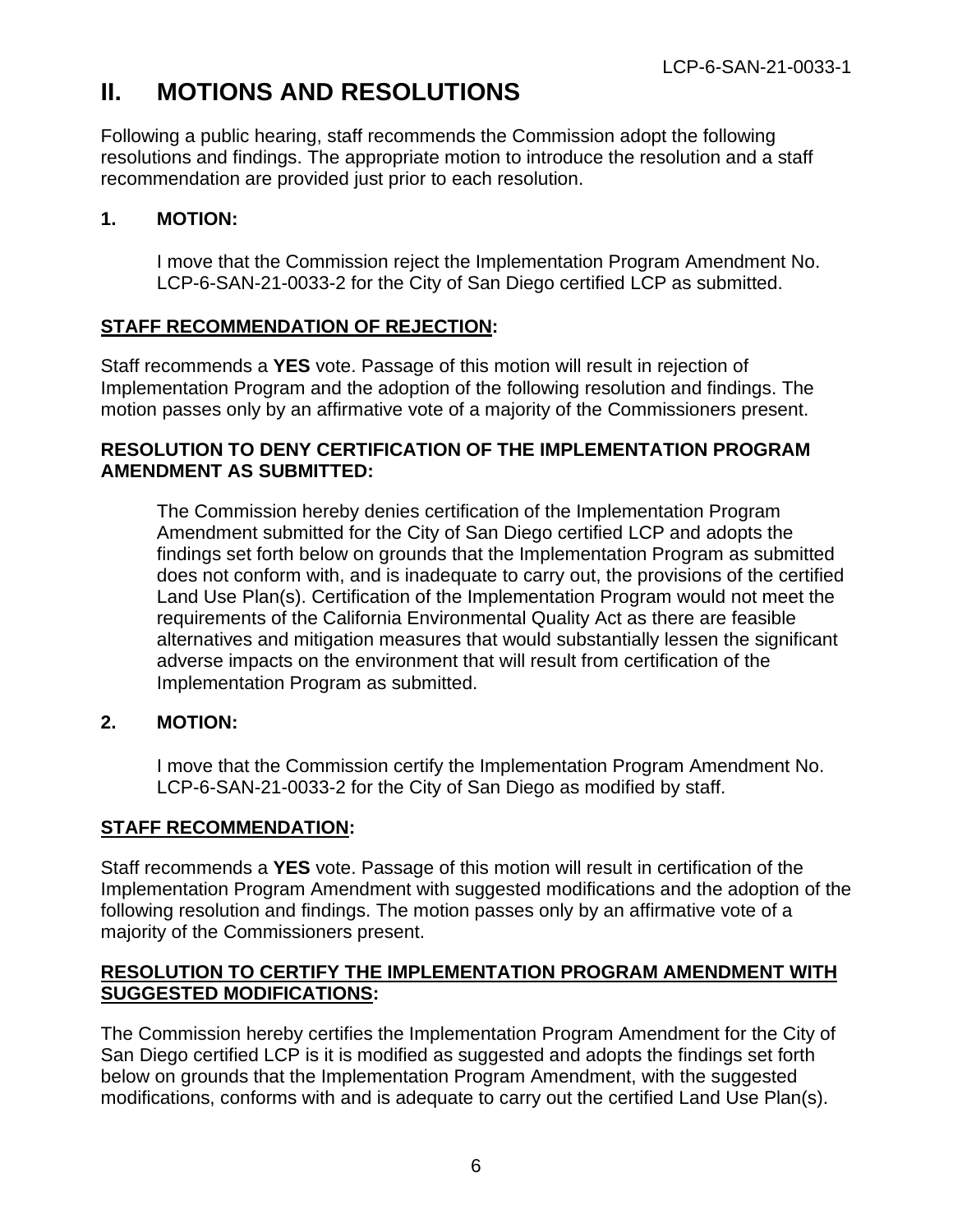# II. MOTIONS AND RESOLUTIONS

Following a public hearing, staff recommends the Commission adopt the following resolutions and findings. The appropriate motion to introduce the resolution and a staff recommendation are provided just prior to each resolution.

**1. MOTION:**

I move that the Commission reject the Implementation Program Amendment No. LCP-6-SAN-21-0033-2 for the City of San Diego certified LCP as submitted.

**STAFF RECOMMENDATION OF REJECTION:**

Staff recommends a **YES** vote. Passage of this motion will result in rejection of Implementation Program and the adoption of the following resolution and findings. The motion passes only by an affirmative vote of a majority of the Commissioners present.

**RESOLUTION TO DENY CERTIFICATION OF THE IMPLEMENTATION PROGRAM AMENDMENT AS SUBMITTED:**

The Commission hereby denies certification of the Implementation Program Amendment submitted for the City of San Diego certified LCP and adopts the findings set forth below on grounds that the Implementation Program as submitted does not conform with, and is inadequate to carry out, the provisions of the certified Land Use Plan(s). Certification of the Implementation Program would not meet the requirements of the California Environmental Quality Act as there are feasible alternatives and mitigation measures that would substantially lessen the significant adverse impacts on the environment that will result from certification of the Implementation Program as submitted.

**2. MOTION:**

I move that the Commission certify the Implementation Program Amendment No. LCP-6-SAN-21-0033-2 for the City of San Diego as modified by staff.

**STAFF RECOMMENDATION:**

Staff recommends a **YES** vote. Passage of this motion will result in certification of the Implementation Program Amendment with suggested modifications and the adoption of the following resolution and findings. The motion passes only by an affirmative vote of a majority of the Commissioners present.

**RESOLUTION TO CERTIFY THE IMPLEMENTATION PROGRAM AMENDMENT WITH SUGGESTED MODIFICATIONS:**

The Commission hereby certifies the Implementation Program Amendment for the City of San Diego certified LCP is it is modified as suggested and adopts the findings set forth below on grounds that the Implementation Program Amendment, with the suggested modifications, conforms with and is adequate to carry out the certified Land Use Plan(s).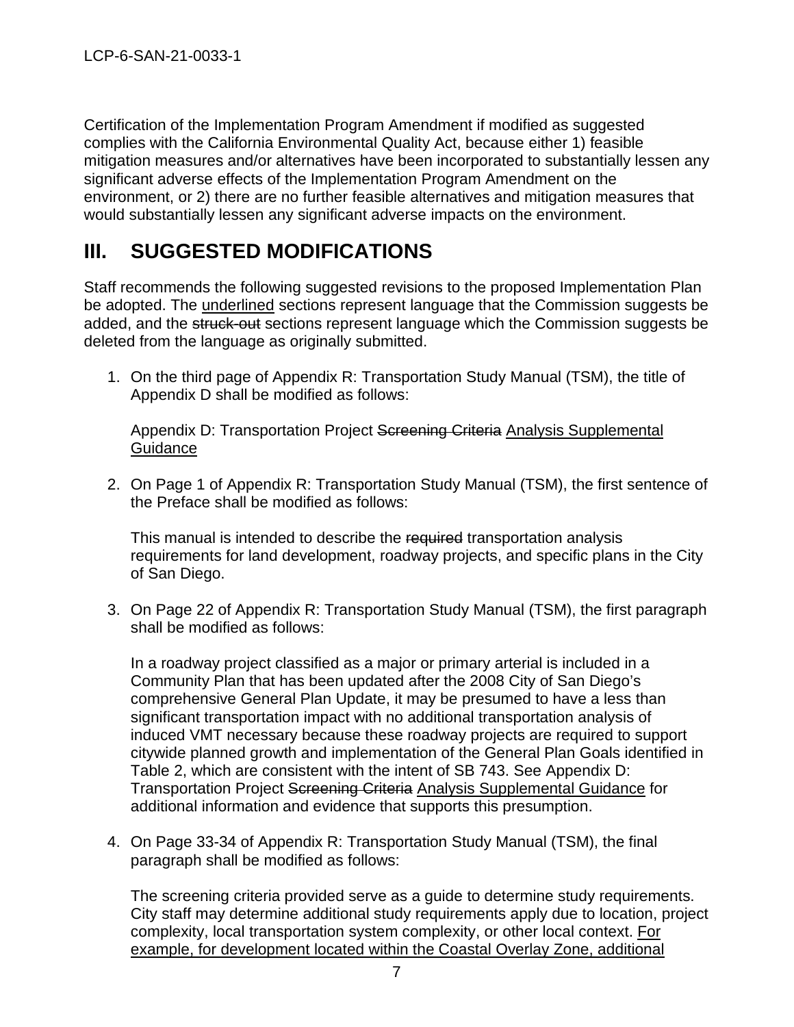Certification of the Implementation Program Amendment if modified as suggested complies with the California Environmental Quality Act, because either 1) feasible mitigation measures and/or alternatives have been incorporated to substantially lessen any significant adverse effects of the Implementation Program Amendment on the environment, or 2) there are no further feasible alternatives and mitigation measures that would substantially lessen any significant adverse impacts on the environment.

# III. SUGGESTED MODIFICATIONS

Staff recommends the following suggested revisions to the proposed Implementation Plan be adopted. The <u>underlined</u> sections represent language that the Commission suggests be added, and the ~~struck-out~~ sections represent language which the Commission suggests be deleted from the language as originally submitted.

1. On the third page of Appendix R: Transportation Study Manual (TSM), the title of Appendix D shall be modified as follows:

   Appendix D: Transportation Project ~~Screening Criteria~~ <u>Analysis Supplemental Guidance</u>

2. On Page 1 of Appendix R: Transportation Study Manual (TSM), the first sentence of the Preface shall be modified as follows:

   This manual is intended to describe the ~~required~~ transportation analysis requirements for land development, roadway projects, and specific plans in the City of San Diego.

3. On Page 22 of Appendix R: Transportation Study Manual (TSM), the first paragraph shall be modified as follows:

   In a roadway project classified as a major or primary arterial is included in a Community Plan that has been updated after the 2008 City of San Diego's comprehensive General Plan Update, it may be presumed to have a less than significant transportation impact with no additional transportation analysis of induced VMT necessary because these roadway projects are required to support citywide planned growth and implementation of the General Plan Goals identified in Table 2, which are consistent with the intent of SB 743. See Appendix D: Transportation Project ~~Screening Criteria~~ <u>Analysis Supplemental Guidance</u> for additional information and evidence that supports this presumption.

4. On Page 33-34 of Appendix R: Transportation Study Manual (TSM), the final paragraph shall be modified as follows:

   The screening criteria provided serve as a guide to determine study requirements. City staff may determine additional study requirements apply due to location, project complexity, local transportation system complexity, or other local context. <u>For example, for development located within the Coastal Overlay Zone, additional</u>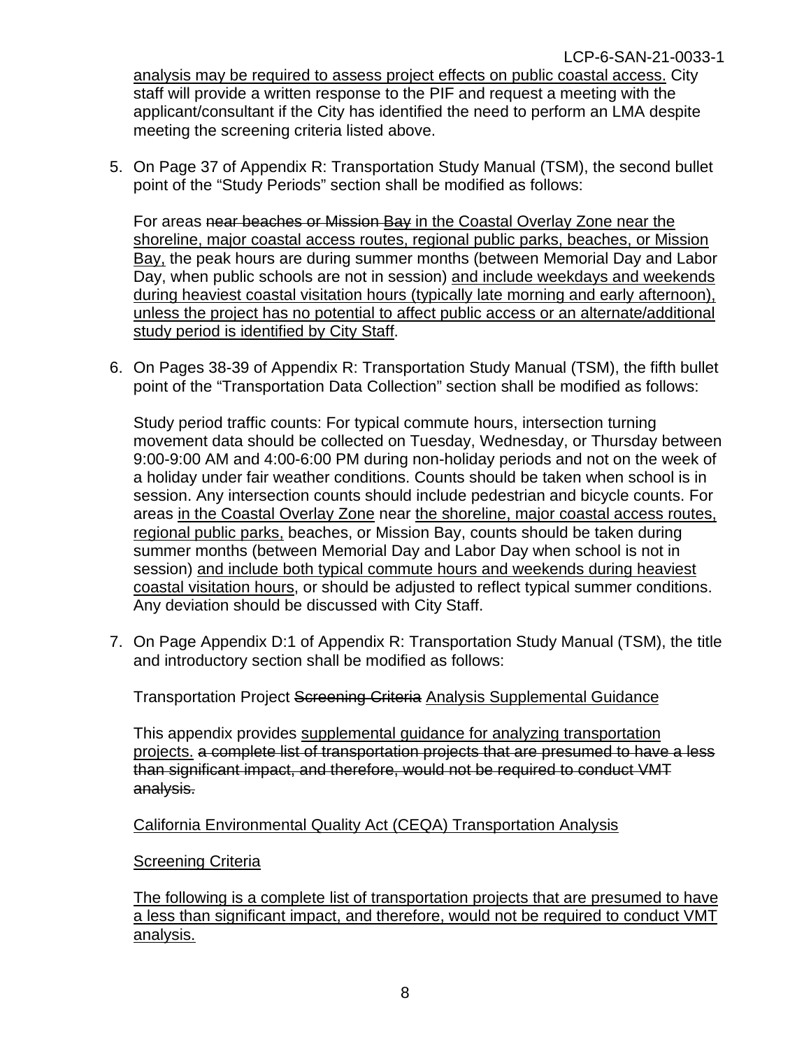analysis may be required to assess project effects on public coastal access. City staff will provide a written response to the PIF and request a meeting with the applicant/consultant if the City has identified the need to perform an LMA despite meeting the screening criteria listed above.

5. On Page 37 of Appendix R: Transportation Study Manual (TSM), the second bullet point of the "Study Periods" section shall be modified as follows:

   For areas ~~near beaches or Mission Bay~~ <u>in the Coastal Overlay Zone near the shoreline, major coastal access routes, regional public parks, beaches, or Mission Bay,</u> the peak hours are during summer months (between Memorial Day and Labor Day, when public schools are not in session) <u>and include weekdays and weekends during heaviest coastal visitation hours (typically late morning and early afternoon), unless the project has no potential to affect public access or an alternate/additional study period is identified by City Staff</u>.

6. On Pages 38-39 of Appendix R: Transportation Study Manual (TSM), the fifth bullet point of the "Transportation Data Collection" section shall be modified as follows:

   Study period traffic counts: For typical commute hours, intersection turning movement data should be collected on Tuesday, Wednesday, or Thursday between 9:00-9:00 AM and 4:00-6:00 PM during non-holiday periods and not on the week of a holiday under fair weather conditions. Counts should be taken when school is in session. Any intersection counts should include pedestrian and bicycle counts. For areas <u>in the Coastal Overlay Zone</u> near <u>the shoreline, major coastal access routes, regional public parks,</u> beaches, or Mission Bay, counts should be taken during summer months (between Memorial Day and Labor Day when school is not in session) <u>and include both typical commute hours and weekends during heaviest coastal visitation hours</u>, or should be adjusted to reflect typical summer conditions. Any deviation should be discussed with City Staff.

7. On Page Appendix D:1 of Appendix R: Transportation Study Manual (TSM), the title and introductory section shall be modified as follows:

   Transportation Project ~~Screening Criteria~~ <u>Analysis Supplemental Guidance</u>

   This appendix provides <u>supplemental guidance for analyzing transportation projects.</u> ~~a complete list of transportation projects that are presumed to have a less than significant impact, and therefore, would not be required to conduct VMT analysis.~~

   <u>California Environmental Quality Act (CEQA) Transportation Analysis</u>

   <u>Screening Criteria</u>

   <u>The following is a complete list of transportation projects that are presumed to have a less than significant impact, and therefore, would not be required to conduct VMT analysis.</u>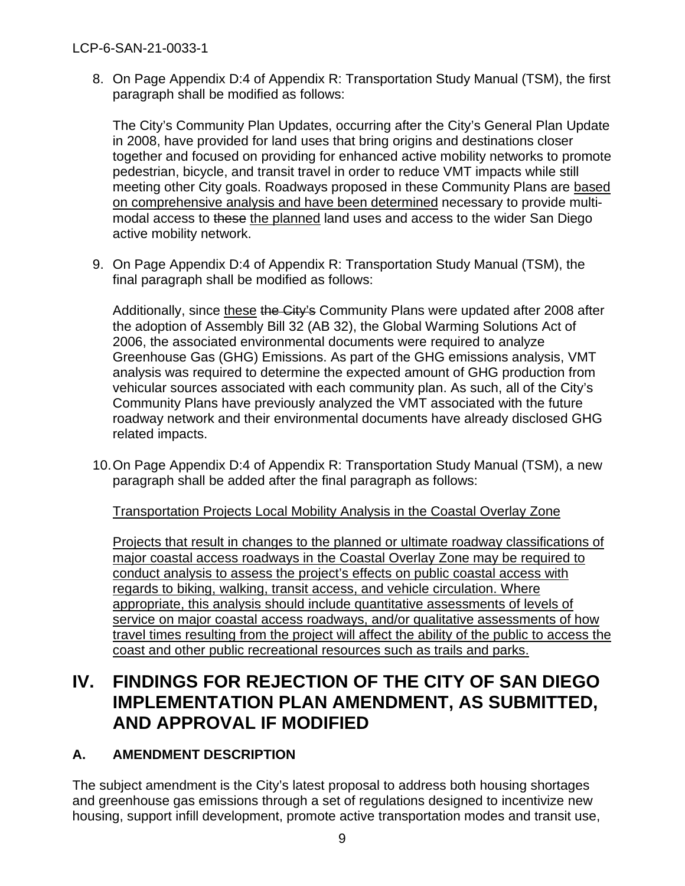8. On Page Appendix D:4 of Appendix R: Transportation Study Manual (TSM), the first paragraph shall be modified as follows:

   The City's Community Plan Updates, occurring after the City's General Plan Update in 2008, have provided for land uses that bring origins and destinations closer together and focused on providing for enhanced active mobility networks to promote pedestrian, bicycle, and transit travel in order to reduce VMT impacts while still meeting other City goals. Roadways proposed in these Community Plans are <u>based on comprehensive analysis and have been determined</u> necessary to provide multi-modal access to ~~these~~ <u>the planned</u> land uses and access to the wider San Diego active mobility network.

9. On Page Appendix D:4 of Appendix R: Transportation Study Manual (TSM), the final paragraph shall be modified as follows:

   Additionally, since <u>these</u> ~~the City's~~ Community Plans were updated after 2008 after the adoption of Assembly Bill 32 (AB 32), the Global Warming Solutions Act of 2006, the associated environmental documents were required to analyze Greenhouse Gas (GHG) Emissions. As part of the GHG emissions analysis, VMT analysis was required to determine the expected amount of GHG production from vehicular sources associated with each community plan. As such, all of the City's Community Plans have previously analyzed the VMT associated with the future roadway network and their environmental documents have already disclosed GHG related impacts.

10. On Page Appendix D:4 of Appendix R: Transportation Study Manual (TSM), a new paragraph shall be added after the final paragraph as follows:

    <u>Transportation Projects Local Mobility Analysis in the Coastal Overlay Zone</u>

    <u>Projects that result in changes to the planned or ultimate roadway classifications of major coastal access roadways in the Coastal Overlay Zone may be required to conduct analysis to assess the project's effects on public coastal access with regards to biking, walking, transit access, and vehicle circulation. Where appropriate, this analysis should include quantitative assessments of levels of service on major coastal access roadways, and/or qualitative assessments of how travel times resulting from the project will affect the ability of the public to access the coast and other public recreational resources such as trails and parks.</u>

# IV. FINDINGS FOR REJECTION OF THE CITY OF SAN DIEGO IMPLEMENTATION PLAN AMENDMENT, AS SUBMITTED, AND APPROVAL IF MODIFIED

## A. AMENDMENT DESCRIPTION

The subject amendment is the City's latest proposal to address both housing shortages and greenhouse gas emissions through a set of regulations designed to incentivize new housing, support infill development, promote active transportation modes and transit use,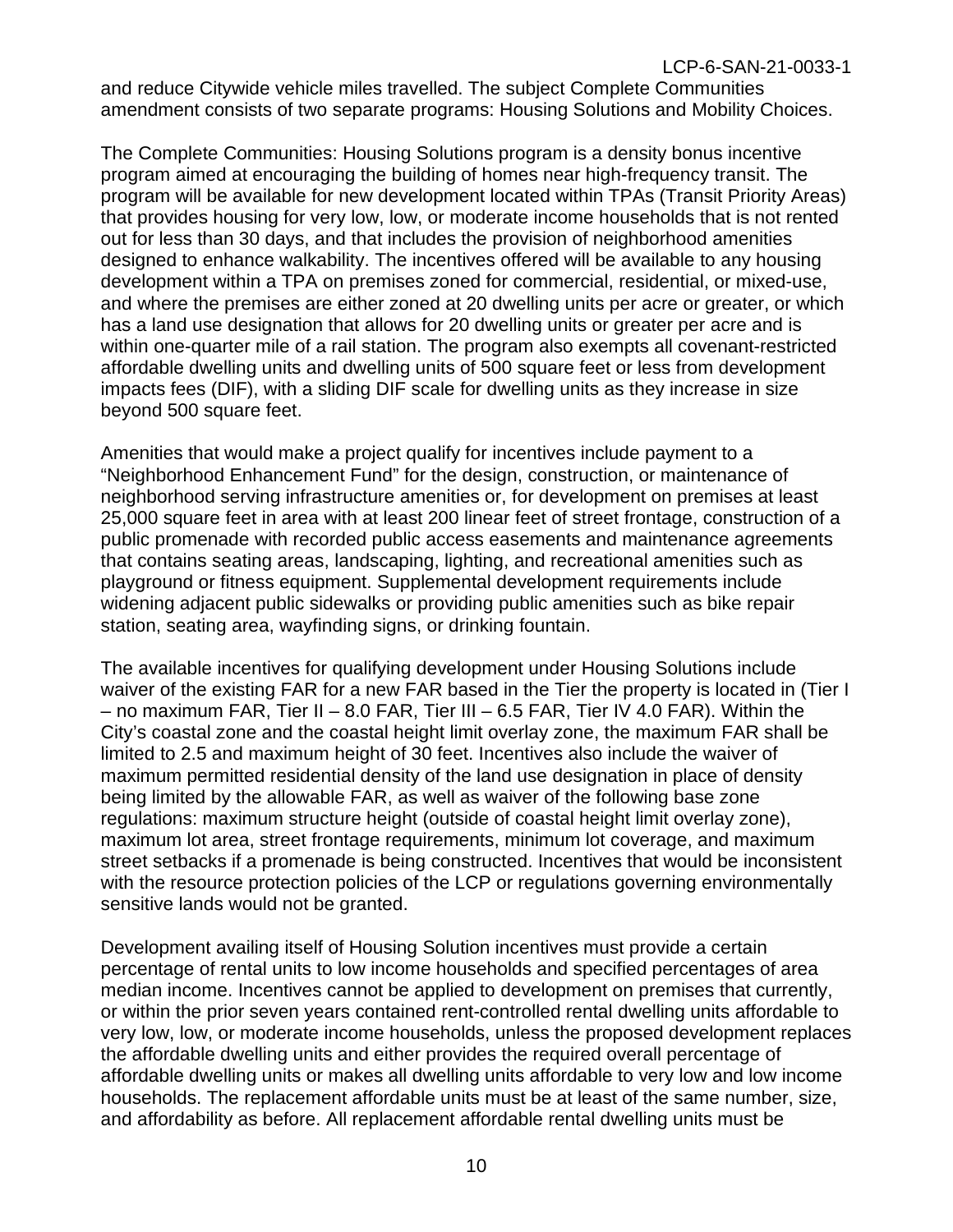and reduce Citywide vehicle miles travelled. The subject Complete Communities amendment consists of two separate programs: Housing Solutions and Mobility Choices.

The Complete Communities: Housing Solutions program is a density bonus incentive program aimed at encouraging the building of homes near high-frequency transit. The program will be available for new development located within TPAs (Transit Priority Areas) that provides housing for very low, low, or moderate income households that is not rented out for less than 30 days, and that includes the provision of neighborhood amenities designed to enhance walkability. The incentives offered will be available to any housing development within a TPA on premises zoned for commercial, residential, or mixed-use, and where the premises are either zoned at 20 dwelling units per acre or greater, or which has a land use designation that allows for 20 dwelling units or greater per acre and is within one-quarter mile of a rail station. The program also exempts all covenant-restricted affordable dwelling units and dwelling units of 500 square feet or less from development impacts fees (DIF), with a sliding DIF scale for dwelling units as they increase in size beyond 500 square feet.

Amenities that would make a project qualify for incentives include payment to a "Neighborhood Enhancement Fund" for the design, construction, or maintenance of neighborhood serving infrastructure amenities or, for development on premises at least 25,000 square feet in area with at least 200 linear feet of street frontage, construction of a public promenade with recorded public access easements and maintenance agreements that contains seating areas, landscaping, lighting, and recreational amenities such as playground or fitness equipment. Supplemental development requirements include widening adjacent public sidewalks or providing public amenities such as bike repair station, seating area, wayfinding signs, or drinking fountain.

The available incentives for qualifying development under Housing Solutions include waiver of the existing FAR for a new FAR based in the Tier the property is located in (Tier I – no maximum FAR, Tier II – 8.0 FAR, Tier III – 6.5 FAR, Tier IV 4.0 FAR). Within the City's coastal zone and the coastal height limit overlay zone, the maximum FAR shall be limited to 2.5 and maximum height of 30 feet. Incentives also include the waiver of maximum permitted residential density of the land use designation in place of density being limited by the allowable FAR, as well as waiver of the following base zone regulations: maximum structure height (outside of coastal height limit overlay zone), maximum lot area, street frontage requirements, minimum lot coverage, and maximum street setbacks if a promenade is being constructed. Incentives that would be inconsistent with the resource protection policies of the LCP or regulations governing environmentally sensitive lands would not be granted.

Development availing itself of Housing Solution incentives must provide a certain percentage of rental units to low income households and specified percentages of area median income. Incentives cannot be applied to development on premises that currently, or within the prior seven years contained rent-controlled rental dwelling units affordable to very low, low, or moderate income households, unless the proposed development replaces the affordable dwelling units and either provides the required overall percentage of affordable dwelling units or makes all dwelling units affordable to very low and low income households. The replacement affordable units must be at least of the same number, size, and affordability as before. All replacement affordable rental dwelling units must be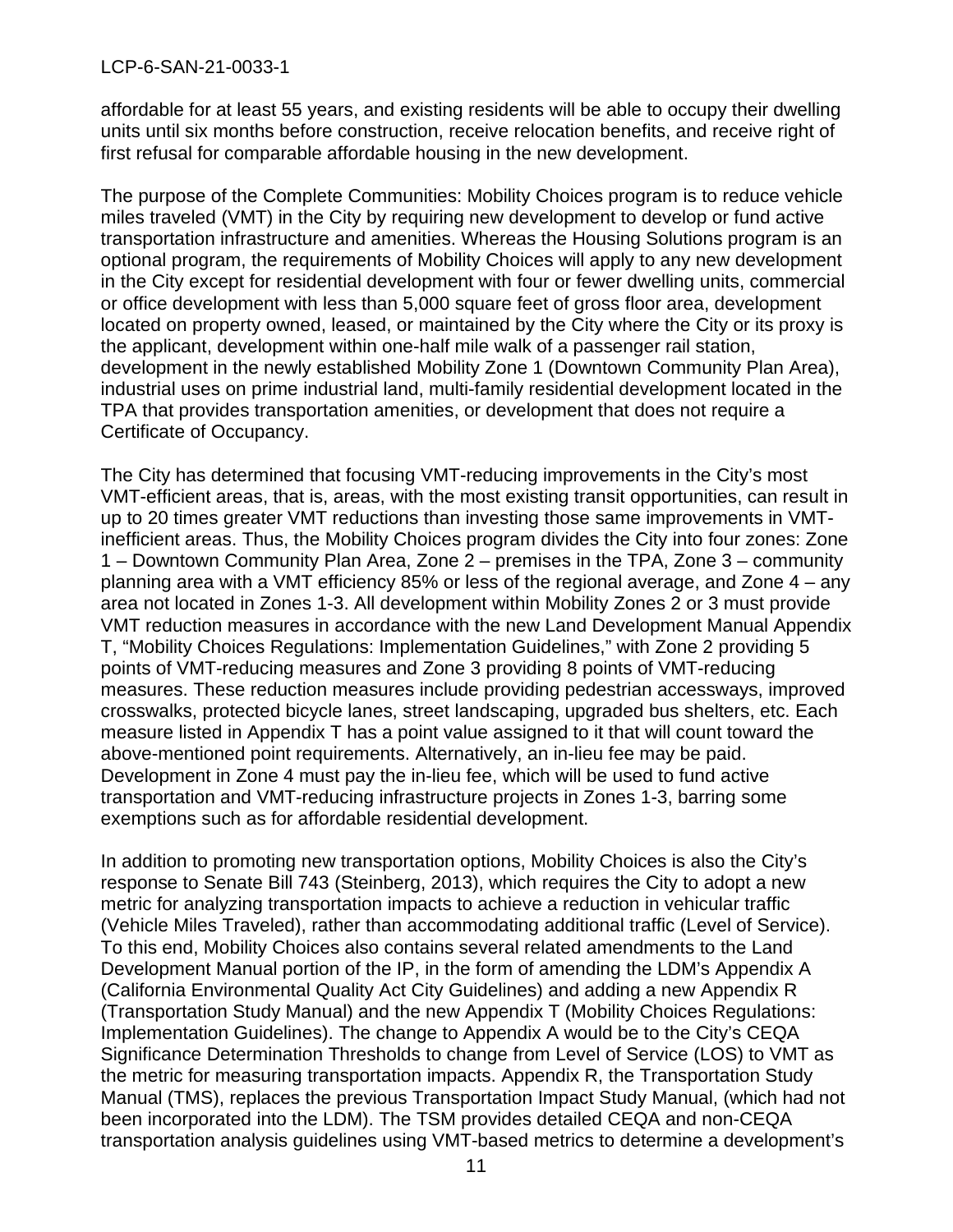affordable for at least 55 years, and existing residents will be able to occupy their dwelling units until six months before construction, receive relocation benefits, and receive right of first refusal for comparable affordable housing in the new development.

The purpose of the Complete Communities: Mobility Choices program is to reduce vehicle miles traveled (VMT) in the City by requiring new development to develop or fund active transportation infrastructure and amenities. Whereas the Housing Solutions program is an optional program, the requirements of Mobility Choices will apply to any new development in the City except for residential development with four or fewer dwelling units, commercial or office development with less than 5,000 square feet of gross floor area, development located on property owned, leased, or maintained by the City where the City or its proxy is the applicant, development within one-half mile walk of a passenger rail station, development in the newly established Mobility Zone 1 (Downtown Community Plan Area), industrial uses on prime industrial land, multi-family residential development located in the TPA that provides transportation amenities, or development that does not require a Certificate of Occupancy.

The City has determined that focusing VMT-reducing improvements in the City's most VMT-efficient areas, that is, areas, with the most existing transit opportunities, can result in up to 20 times greater VMT reductions than investing those same improvements in VMT-inefficient areas. Thus, the Mobility Choices program divides the City into four zones: Zone 1 – Downtown Community Plan Area, Zone 2 – premises in the TPA, Zone 3 – community planning area with a VMT efficiency 85% or less of the regional average, and Zone 4 – any area not located in Zones 1-3. All development within Mobility Zones 2 or 3 must provide VMT reduction measures in accordance with the new Land Development Manual Appendix T, "Mobility Choices Regulations: Implementation Guidelines," with Zone 2 providing 5 points of VMT-reducing measures and Zone 3 providing 8 points of VMT-reducing measures. These reduction measures include providing pedestrian accessways, improved crosswalks, protected bicycle lanes, street landscaping, upgraded bus shelters, etc. Each measure listed in Appendix T has a point value assigned to it that will count toward the above-mentioned point requirements. Alternatively, an in-lieu fee may be paid. Development in Zone 4 must pay the in-lieu fee, which will be used to fund active transportation and VMT-reducing infrastructure projects in Zones 1-3, barring some exemptions such as for affordable residential development.

In addition to promoting new transportation options, Mobility Choices is also the City's response to Senate Bill 743 (Steinberg, 2013), which requires the City to adopt a new metric for analyzing transportation impacts to achieve a reduction in vehicular traffic (Vehicle Miles Traveled), rather than accommodating additional traffic (Level of Service). To this end, Mobility Choices also contains several related amendments to the Land Development Manual portion of the IP, in the form of amending the LDM's Appendix A (California Environmental Quality Act City Guidelines) and adding a new Appendix R (Transportation Study Manual) and the new Appendix T (Mobility Choices Regulations: Implementation Guidelines). The change to Appendix A would be to the City's CEQA Significance Determination Thresholds to change from Level of Service (LOS) to VMT as the metric for measuring transportation impacts. Appendix R, the Transportation Study Manual (TMS), replaces the previous Transportation Impact Study Manual, (which had not been incorporated into the LDM). The TSM provides detailed CEQA and non-CEQA transportation analysis guidelines using VMT-based metrics to determine a development's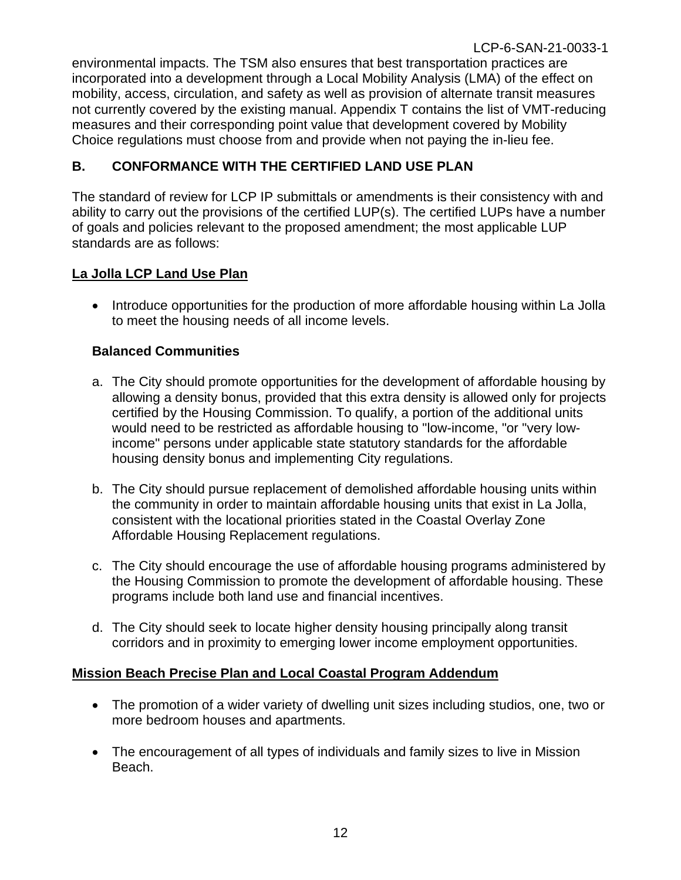environmental impacts. The TSM also ensures that best transportation practices are incorporated into a development through a Local Mobility Analysis (LMA) of the effect on mobility, access, circulation, and safety as well as provision of alternate transit measures not currently covered by the existing manual. Appendix T contains the list of VMT-reducing measures and their corresponding point value that development covered by Mobility Choice regulations must choose from and provide when not paying the in-lieu fee.

## B. CONFORMANCE WITH THE CERTIFIED LAND USE PLAN

The standard of review for LCP IP submittals or amendments is their consistency with and ability to carry out the provisions of the certified LUP(s). The certified LUPs have a number of goals and policies relevant to the proposed amendment; the most applicable LUP standards are as follows:

**La Jolla LCP Land Use Plan**

- Introduce opportunities for the production of more affordable housing within La Jolla to meet the housing needs of all income levels.

**Balanced Communities**

a. The City should promote opportunities for the development of affordable housing by allowing a density bonus, provided that this extra density is allowed only for projects certified by the Housing Commission. To qualify, a portion of the additional units would need to be restricted as affordable housing to "low-income, "or "very low-income" persons under applicable state statutory standards for the affordable housing density bonus and implementing City regulations.

b. The City should pursue replacement of demolished affordable housing units within the community in order to maintain affordable housing units that exist in La Jolla, consistent with the locational priorities stated in the Coastal Overlay Zone Affordable Housing Replacement regulations.

c. The City should encourage the use of affordable housing programs administered by the Housing Commission to promote the development of affordable housing. These programs include both land use and financial incentives.

d. The City should seek to locate higher density housing principally along transit corridors and in proximity to emerging lower income employment opportunities.

**Mission Beach Precise Plan and Local Coastal Program Addendum**

- The promotion of a wider variety of dwelling unit sizes including studios, one, two or more bedroom houses and apartments.
- The encouragement of all types of individuals and family sizes to live in Mission Beach.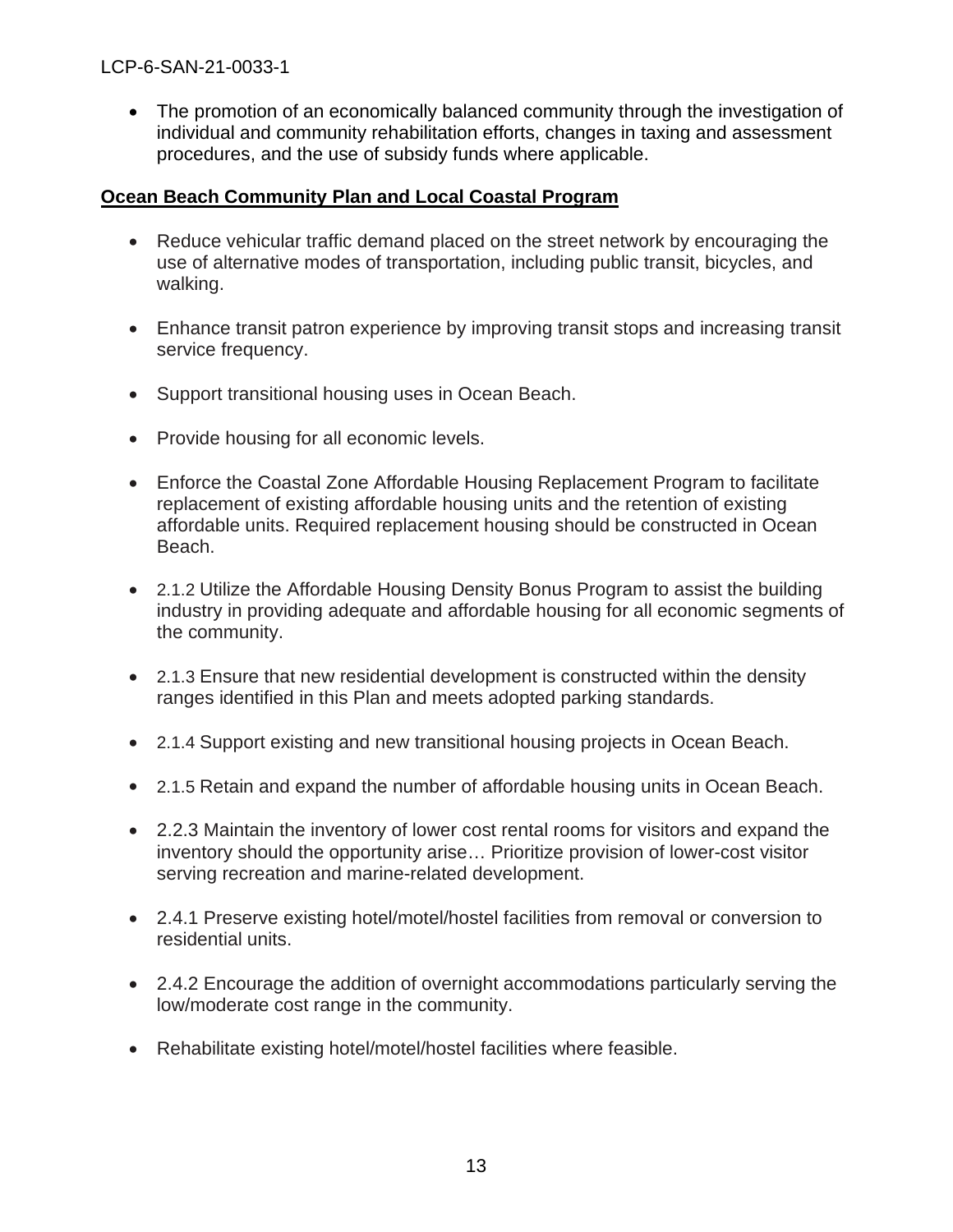- The promotion of an economically balanced community through the investigation of individual and community rehabilitation efforts, changes in taxing and assessment procedures, and the use of subsidy funds where applicable.

**Ocean Beach Community Plan and Local Coastal Program**

- Reduce vehicular traffic demand placed on the street network by encouraging the use of alternative modes of transportation, including public transit, bicycles, and walking.
- Enhance transit patron experience by improving transit stops and increasing transit service frequency.
- Support transitional housing uses in Ocean Beach.
- Provide housing for all economic levels.
- Enforce the Coastal Zone Affordable Housing Replacement Program to facilitate replacement of existing affordable housing units and the retention of existing affordable units. Required replacement housing should be constructed in Ocean Beach.
- 2.1.2 Utilize the Affordable Housing Density Bonus Program to assist the building industry in providing adequate and affordable housing for all economic segments of the community.
- 2.1.3 Ensure that new residential development is constructed within the density ranges identified in this Plan and meets adopted parking standards.
- 2.1.4 Support existing and new transitional housing projects in Ocean Beach.
- 2.1.5 Retain and expand the number of affordable housing units in Ocean Beach.
- 2.2.3 Maintain the inventory of lower cost rental rooms for visitors and expand the inventory should the opportunity arise… Prioritize provision of lower-cost visitor serving recreation and marine-related development.
- 2.4.1 Preserve existing hotel/motel/hostel facilities from removal or conversion to residential units.
- 2.4.2 Encourage the addition of overnight accommodations particularly serving the low/moderate cost range in the community.
- Rehabilitate existing hotel/motel/hostel facilities where feasible.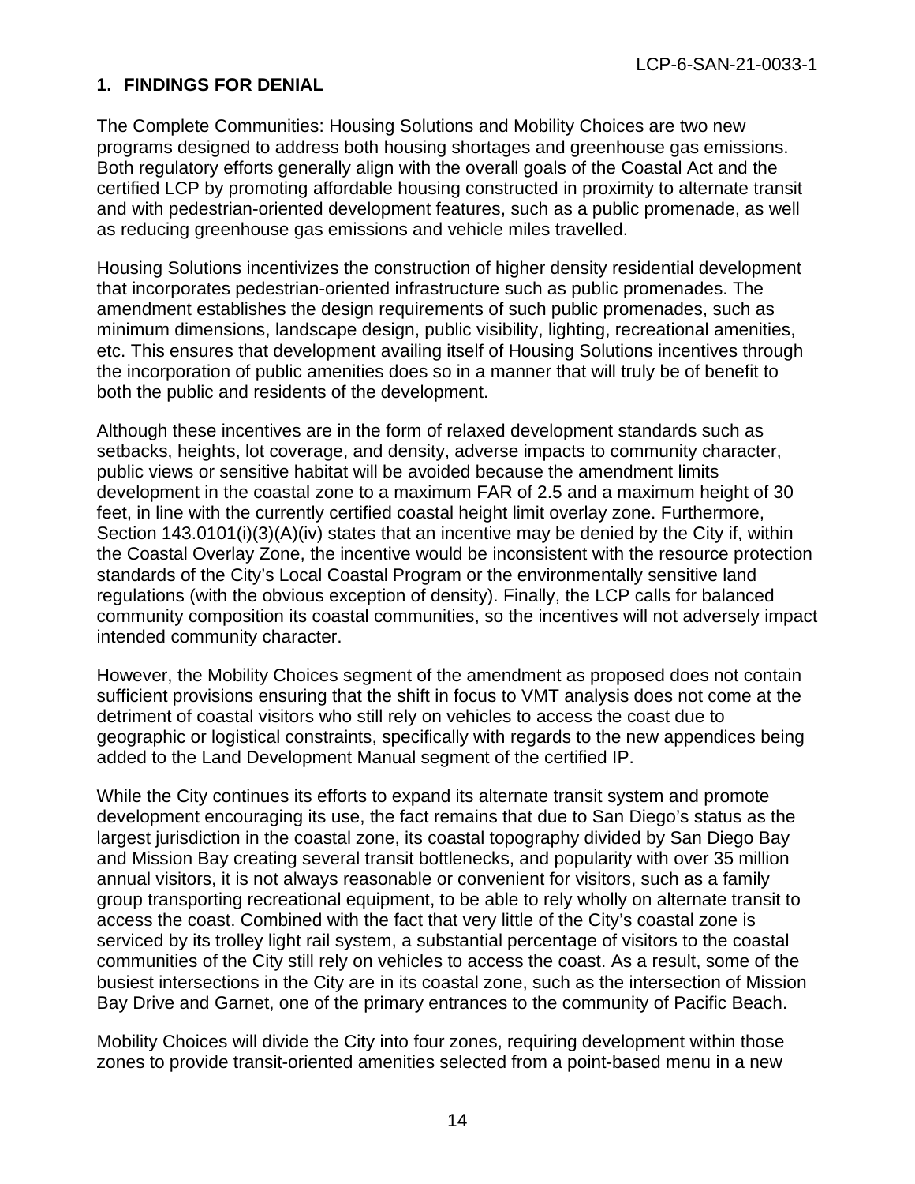## 1. FINDINGS FOR DENIAL

The Complete Communities: Housing Solutions and Mobility Choices are two new programs designed to address both housing shortages and greenhouse gas emissions. Both regulatory efforts generally align with the overall goals of the Coastal Act and the certified LCP by promoting affordable housing constructed in proximity to alternate transit and with pedestrian-oriented development features, such as a public promenade, as well as reducing greenhouse gas emissions and vehicle miles travelled.

Housing Solutions incentivizes the construction of higher density residential development that incorporates pedestrian-oriented infrastructure such as public promenades. The amendment establishes the design requirements of such public promenades, such as minimum dimensions, landscape design, public visibility, lighting, recreational amenities, etc. This ensures that development availing itself of Housing Solutions incentives through the incorporation of public amenities does so in a manner that will truly be of benefit to both the public and residents of the development.

Although these incentives are in the form of relaxed development standards such as setbacks, heights, lot coverage, and density, adverse impacts to community character, public views or sensitive habitat will be avoided because the amendment limits development in the coastal zone to a maximum FAR of 2.5 and a maximum height of 30 feet, in line with the currently certified coastal height limit overlay zone. Furthermore, Section 143.0101(i)(3)(A)(iv) states that an incentive may be denied by the City if, within the Coastal Overlay Zone, the incentive would be inconsistent with the resource protection standards of the City's Local Coastal Program or the environmentally sensitive land regulations (with the obvious exception of density). Finally, the LCP calls for balanced community composition its coastal communities, so the incentives will not adversely impact intended community character.

However, the Mobility Choices segment of the amendment as proposed does not contain sufficient provisions ensuring that the shift in focus to VMT analysis does not come at the detriment of coastal visitors who still rely on vehicles to access the coast due to geographic or logistical constraints, specifically with regards to the new appendices being added to the Land Development Manual segment of the certified IP.

While the City continues its efforts to expand its alternate transit system and promote development encouraging its use, the fact remains that due to San Diego's status as the largest jurisdiction in the coastal zone, its coastal topography divided by San Diego Bay and Mission Bay creating several transit bottlenecks, and popularity with over 35 million annual visitors, it is not always reasonable or convenient for visitors, such as a family group transporting recreational equipment, to be able to rely wholly on alternate transit to access the coast. Combined with the fact that very little of the City's coastal zone is serviced by its trolley light rail system, a substantial percentage of visitors to the coastal communities of the City still rely on vehicles to access the coast. As a result, some of the busiest intersections in the City are in its coastal zone, such as the intersection of Mission Bay Drive and Garnet, one of the primary entrances to the community of Pacific Beach.

Mobility Choices will divide the City into four zones, requiring development within those zones to provide transit-oriented amenities selected from a point-based menu in a new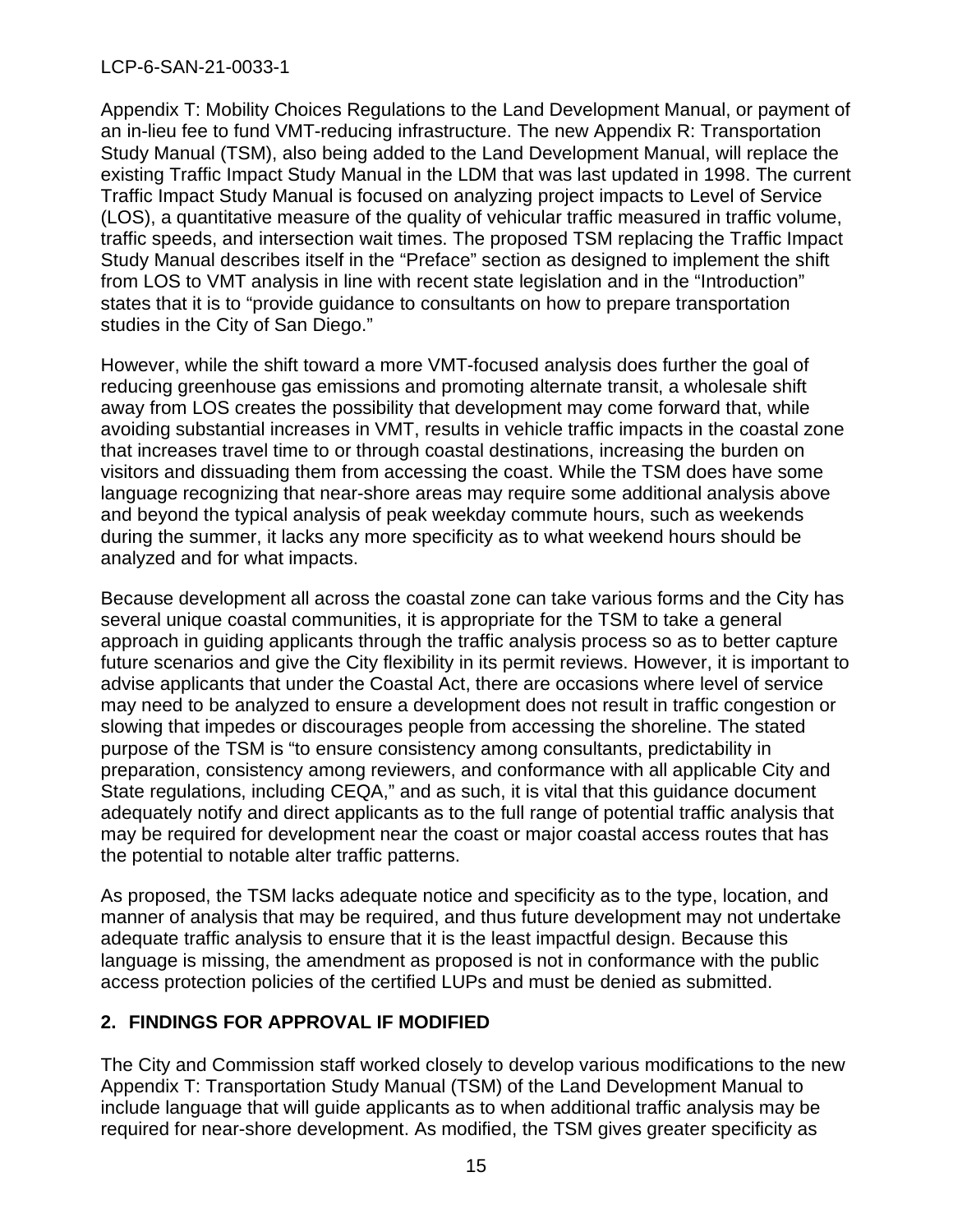Appendix T: Mobility Choices Regulations to the Land Development Manual, or payment of an in-lieu fee to fund VMT-reducing infrastructure. The new Appendix R: Transportation Study Manual (TSM), also being added to the Land Development Manual, will replace the existing Traffic Impact Study Manual in the LDM that was last updated in 1998. The current Traffic Impact Study Manual is focused on analyzing project impacts to Level of Service (LOS), a quantitative measure of the quality of vehicular traffic measured in traffic volume, traffic speeds, and intersection wait times. The proposed TSM replacing the Traffic Impact Study Manual describes itself in the "Preface" section as designed to implement the shift from LOS to VMT analysis in line with recent state legislation and in the "Introduction" states that it is to "provide guidance to consultants on how to prepare transportation studies in the City of San Diego."

However, while the shift toward a more VMT-focused analysis does further the goal of reducing greenhouse gas emissions and promoting alternate transit, a wholesale shift away from LOS creates the possibility that development may come forward that, while avoiding substantial increases in VMT, results in vehicle traffic impacts in the coastal zone that increases travel time to or through coastal destinations, increasing the burden on visitors and dissuading them from accessing the coast. While the TSM does have some language recognizing that near-shore areas may require some additional analysis above and beyond the typical analysis of peak weekday commute hours, such as weekends during the summer, it lacks any more specificity as to what weekend hours should be analyzed and for what impacts.

Because development all across the coastal zone can take various forms and the City has several unique coastal communities, it is appropriate for the TSM to take a general approach in guiding applicants through the traffic analysis process so as to better capture future scenarios and give the City flexibility in its permit reviews. However, it is important to advise applicants that under the Coastal Act, there are occasions where level of service may need to be analyzed to ensure a development does not result in traffic congestion or slowing that impedes or discourages people from accessing the shoreline. The stated purpose of the TSM is "to ensure consistency among consultants, predictability in preparation, consistency among reviewers, and conformance with all applicable City and State regulations, including CEQA," and as such, it is vital that this guidance document adequately notify and direct applicants as to the full range of potential traffic analysis that may be required for development near the coast or major coastal access routes that has the potential to notable alter traffic patterns.

As proposed, the TSM lacks adequate notice and specificity as to the type, location, and manner of analysis that may be required, and thus future development may not undertake adequate traffic analysis to ensure that it is the least impactful design. Because this language is missing, the amendment as proposed is not in conformance with the public access protection policies of the certified LUPs and must be denied as submitted.

## 2. FINDINGS FOR APPROVAL IF MODIFIED

The City and Commission staff worked closely to develop various modifications to the new Appendix T: Transportation Study Manual (TSM) of the Land Development Manual to include language that will guide applicants as to when additional traffic analysis may be required for near-shore development. As modified, the TSM gives greater specificity as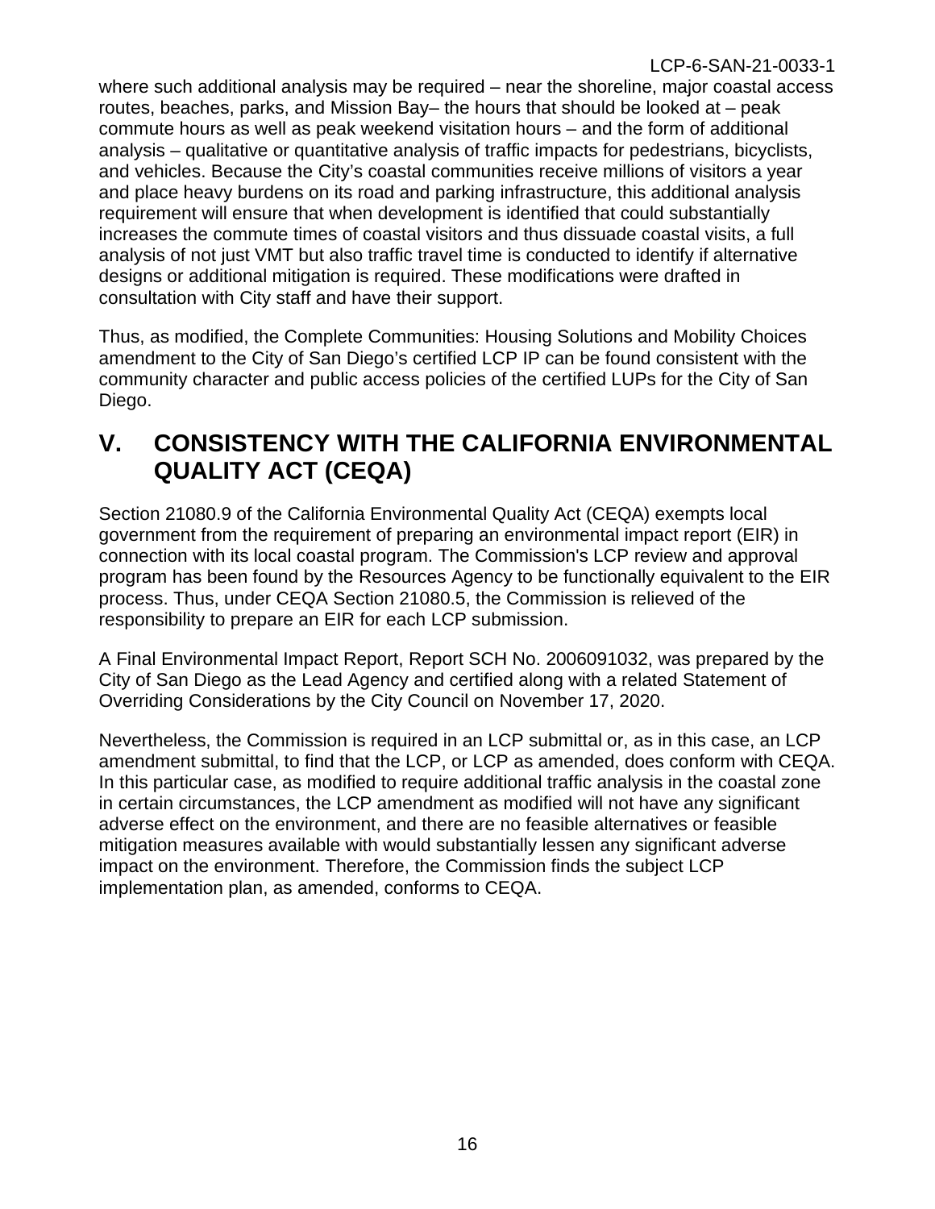where such additional analysis may be required – near the shoreline, major coastal access routes, beaches, parks, and Mission Bay– the hours that should be looked at – peak commute hours as well as peak weekend visitation hours – and the form of additional analysis – qualitative or quantitative analysis of traffic impacts for pedestrians, bicyclists, and vehicles. Because the City's coastal communities receive millions of visitors a year and place heavy burdens on its road and parking infrastructure, this additional analysis requirement will ensure that when development is identified that could substantially increases the commute times of coastal visitors and thus dissuade coastal visits, a full analysis of not just VMT but also traffic travel time is conducted to identify if alternative designs or additional mitigation is required. These modifications were drafted in consultation with City staff and have their support.

Thus, as modified, the Complete Communities: Housing Solutions and Mobility Choices amendment to the City of San Diego's certified LCP IP can be found consistent with the community character and public access policies of the certified LUPs for the City of San Diego.

# V. CONSISTENCY WITH THE CALIFORNIA ENVIRONMENTAL QUALITY ACT (CEQA)

Section 21080.9 of the California Environmental Quality Act (CEQA) exempts local government from the requirement of preparing an environmental impact report (EIR) in connection with its local coastal program. The Commission's LCP review and approval program has been found by the Resources Agency to be functionally equivalent to the EIR process. Thus, under CEQA Section 21080.5, the Commission is relieved of the responsibility to prepare an EIR for each LCP submission.

A Final Environmental Impact Report, Report SCH No. 2006091032, was prepared by the City of San Diego as the Lead Agency and certified along with a related Statement of Overriding Considerations by the City Council on November 17, 2020.

Nevertheless, the Commission is required in an LCP submittal or, as in this case, an LCP amendment submittal, to find that the LCP, or LCP as amended, does conform with CEQA. In this particular case, as modified to require additional traffic analysis in the coastal zone in certain circumstances, the LCP amendment as modified will not have any significant adverse effect on the environment, and there are no feasible alternatives or feasible mitigation measures available with would substantially lessen any significant adverse impact on the environment. Therefore, the Commission finds the subject LCP implementation plan, as amended, conforms to CEQA.